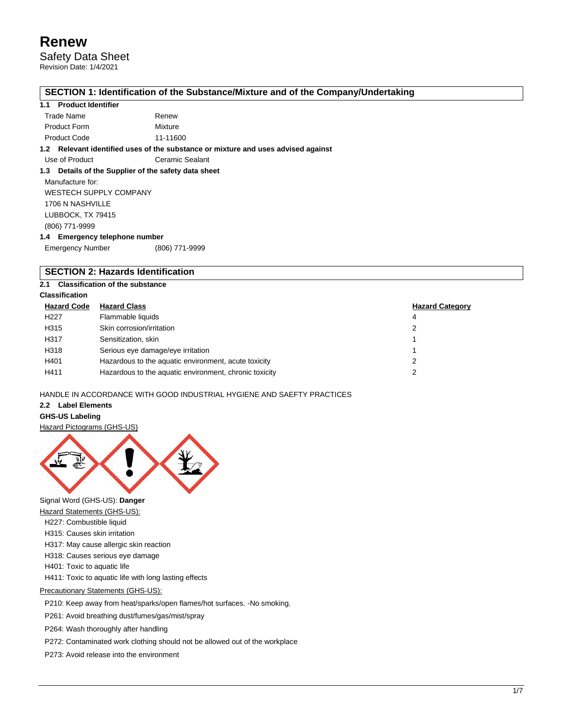# Renew

Safety Data Sheet

Revision Date: 1/4/2021

## SECTION 1: Identification of the Substance/Mixture and of the Company/Undertaking

### 1.1 Product Identifier

| | |
|---|---|
| Trade Name | Renew |
| Product Form | Mixture |
| Product Code | 11-11600 |

### 1.2 Relevant identified uses of the substance or mixture and uses advised against

| | |
|---|---|
| Use of Product | Ceramic Sealant |

### 1.3 Details of the Supplier of the safety data sheet

Manufacture for:
WESTECH SUPPLY COMPANY
1706 N NASHVILLE
LUBBOCK, TX 79415
(806) 771-9999

### 1.4 Emergency telephone number

| | |
|---|---|
| Emergency Number | (806) 771-9999 |

## SECTION 2: Hazards Identification

### 2.1 Classification of the substance

**Classification**

| Hazard Code | Hazard Class | Hazard Category |
|---|---|---|
| H227 | Flammable liquids | 4 |
| H315 | Skin corrosion/irritation | 2 |
| H317 | Sensitization, skin | 1 |
| H318 | Serious eye damage/eye irritation | 1 |
| H401 | Hazardous to the aquatic environment, acute toxicity | 2 |
| H411 | Hazardous to the aquatic environment, chronic toxicity | 2 |

HANDLE IN ACCORDANCE WITH GOOD INDUSTRIAL HYGIENE AND SAEFTY PRACTICES

### 2.2 Label Elements

**GHS-US Labeling**

Hazard Pictograms (GHS-US)

Signal Word (GHS-US): **Danger**

Hazard Statements (GHS-US):

- H227: Combustible liquid
- H315: Causes skin irritation
- H317: May cause allergic skin reaction
- H318: Causes serious eye damage
- H401: Toxic to aquatic life
- H411: Toxic to aquatic life with long lasting effects

Precautionary Statements (GHS-US):

- P210: Keep away from heat/sparks/open flames/hot surfaces. -No smoking.
- P261: Avoid breathing dust/fumes/gas/mist/spray
- P264: Wash thoroughly after handling
- P272: Contaminated work clothing should not be allowed out of the workplace
- P273: Avoid release into the environment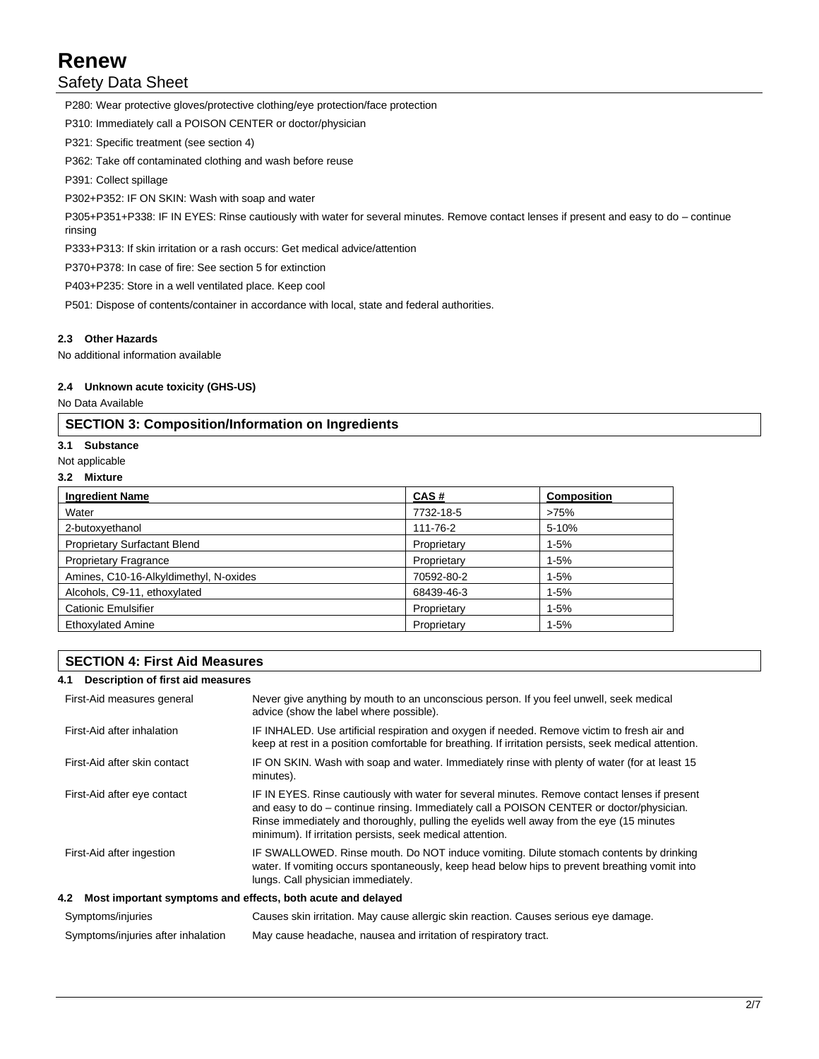P280: Wear protective gloves/protective clothing/eye protection/face protection

P310: Immediately call a POISON CENTER or doctor/physician

P321: Specific treatment (see section 4)

P362: Take off contaminated clothing and wash before reuse

P391: Collect spillage

P302+P352: IF ON SKIN: Wash with soap and water

P305+P351+P338: IF IN EYES: Rinse cautiously with water for several minutes. Remove contact lenses if present and easy to do – continue rinsing

P333+P313: If skin irritation or a rash occurs: Get medical advice/attention

P370+P378: In case of fire: See section 5 for extinction

P403+P235: Store in a well ventilated place. Keep cool

P501: Dispose of contents/container in accordance with local, state and federal authorities.

### 2.3 Other Hazards

No additional information available

### 2.4 Unknown acute toxicity (GHS-US)

No Data Available

## SECTION 3: Composition/Information on Ingredients

### 3.1 Substance

Not applicable

### 3.2 Mixture

| Ingredient Name | CAS # | Composition |
|---|---|---|
| Water | 7732-18-5 | >75% |
| 2-butoxyethanol | 111-76-2 | 5-10% |
| Proprietary Surfactant Blend | Proprietary | 1-5% |
| Proprietary Fragrance | Proprietary | 1-5% |
| Amines, C10-16-Alkyldimethyl, N-oxides | 70592-80-2 | 1-5% |
| Alcohols, C9-11, ethoxylated | 68439-46-3 | 1-5% |
| Cationic Emulsifier | Proprietary | 1-5% |
| Ethoxylated Amine | Proprietary | 1-5% |

## SECTION 4: First Aid Measures

### 4.1 Description of first aid measures

| | |
|---|---|
| First-Aid measures general | Never give anything by mouth to an unconscious person. If you feel unwell, seek medical advice (show the label where possible). |
| First-Aid after inhalation | IF INHALED. Use artificial respiration and oxygen if needed. Remove victim to fresh air and keep at rest in a position comfortable for breathing. If irritation persists, seek medical attention. |
| First-Aid after skin contact | IF ON SKIN. Wash with soap and water. Immediately rinse with plenty of water (for at least 15 minutes). |
| First-Aid after eye contact | IF IN EYES. Rinse cautiously with water for several minutes. Remove contact lenses if present and easy to do – continue rinsing. Immediately call a POISON CENTER or doctor/physician. Rinse immediately and thoroughly, pulling the eyelids well away from the eye (15 minutes minimum). If irritation persists, seek medical attention. |
| First-Aid after ingestion | IF SWALLOWED. Rinse mouth. Do NOT induce vomiting. Dilute stomach contents by drinking water. If vomiting occurs spontaneously, keep head below hips to prevent breathing vomit into lungs. Call physician immediately. |

### 4.2 Most important symptoms and effects, both acute and delayed

| | |
|---|---|
| Symptoms/injuries | Causes skin irritation. May cause allergic skin reaction. Causes serious eye damage. |
| Symptoms/injuries after inhalation | May cause headache, nausea and irritation of respiratory tract. |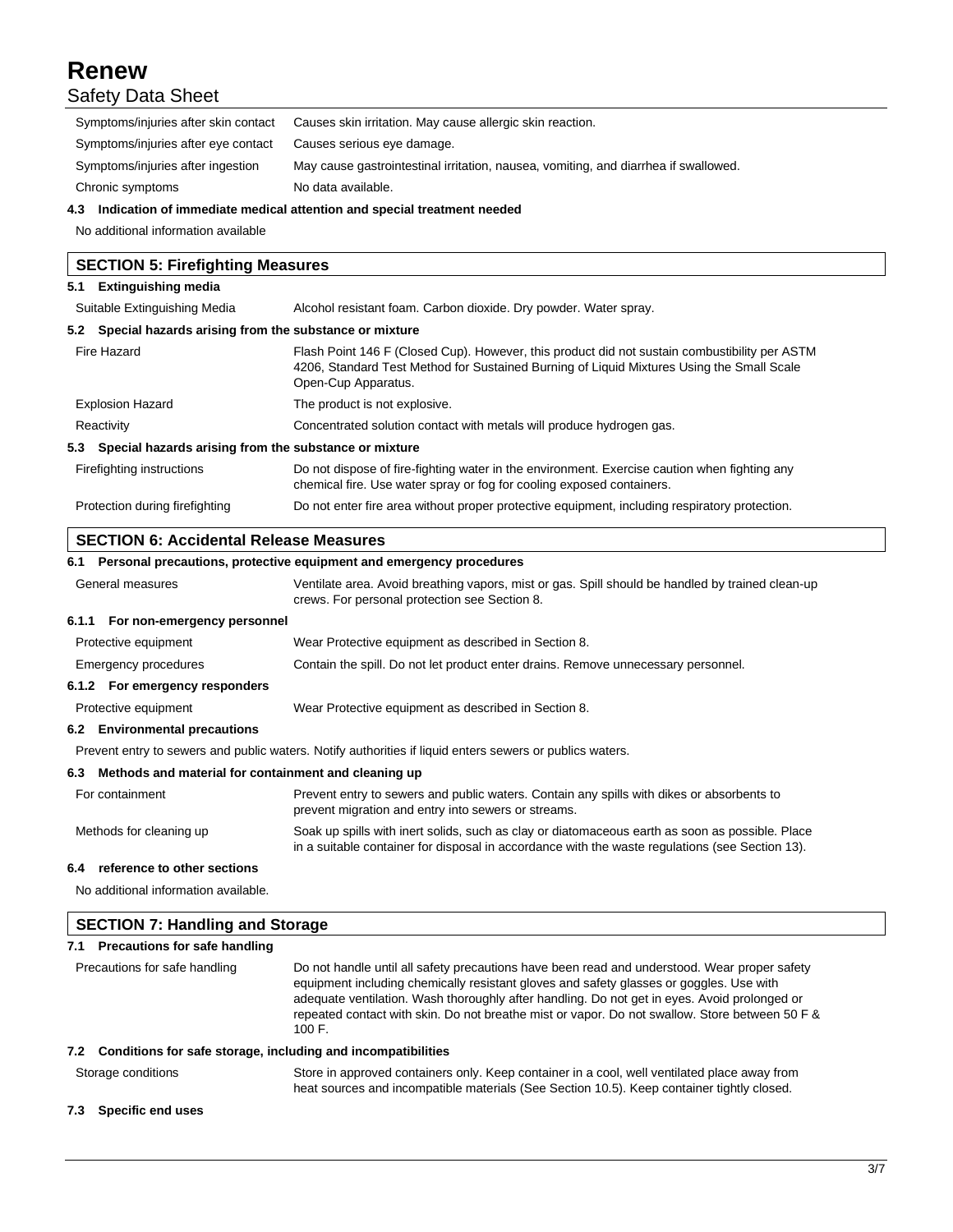| | |
|---|---|
| Symptoms/injuries after skin contact | Causes skin irritation. May cause allergic skin reaction. |
| Symptoms/injuries after eye contact | Causes serious eye damage. |
| Symptoms/injuries after ingestion | May cause gastrointestinal irritation, nausea, vomiting, and diarrhea if swallowed. |
| Chronic symptoms | No data available. |

**4.3 Indication of immediate medical attention and special treatment needed**

No additional information available

## SECTION 5: Firefighting Measures

**5.1 Extinguishing media**

| | |
|---|---|
| Suitable Extinguishing Media | Alcohol resistant foam. Carbon dioxide. Dry powder. Water spray. |

**5.2 Special hazards arising from the substance or mixture**

| | |
|---|---|
| Fire Hazard | Flash Point 146 F (Closed Cup). However, this product did not sustain combustibility per ASTM 4206, Standard Test Method for Sustained Burning of Liquid Mixtures Using the Small Scale Open-Cup Apparatus. |
| Explosion Hazard | The product is not explosive. |
| Reactivity | Concentrated solution contact with metals will produce hydrogen gas. |

**5.3 Special hazards arising from the substance or mixture**

| | |
|---|---|
| Firefighting instructions | Do not dispose of fire-fighting water in the environment. Exercise caution when fighting any chemical fire. Use water spray or fog for cooling exposed containers. |
| Protection during firefighting | Do not enter fire area without proper protective equipment, including respiratory protection. |

## SECTION 6: Accidental Release Measures

**6.1 Personal precautions, protective equipment and emergency procedures**

| | |
|---|---|
| General measures | Ventilate area. Avoid breathing vapors, mist or gas. Spill should be handled by trained clean-up crews. For personal protection see Section 8. |

**6.1.1 For non-emergency personnel**

| | |
|---|---|
| Protective equipment | Wear Protective equipment as described in Section 8. |
| Emergency procedures | Contain the spill. Do not let product enter drains. Remove unnecessary personnel. |

**6.1.2 For emergency responders**

| | |
|---|---|
| Protective equipment | Wear Protective equipment as described in Section 8. |

**6.2 Environmental precautions**

Prevent entry to sewers and public waters. Notify authorities if liquid enters sewers or publics waters.

**6.3 Methods and material for containment and cleaning up**

| | |
|---|---|
| For containment | Prevent entry to sewers and public waters. Contain any spills with dikes or absorbents to prevent migration and entry into sewers or streams. |
| Methods for cleaning up | Soak up spills with inert solids, such as clay or diatomaceous earth as soon as possible. Place in a suitable container for disposal in accordance with the waste regulations (see Section 13). |

**6.4 reference to other sections**

No additional information available.

## SECTION 7: Handling and Storage

**7.1 Precautions for safe handling**

| | |
|---|---|
| Precautions for safe handling | Do not handle until all safety precautions have been read and understood. Wear proper safety equipment including chemically resistant gloves and safety glasses or goggles. Use with adequate ventilation. Wash thoroughly after handling. Do not get in eyes. Avoid prolonged or repeated contact with skin. Do not breathe mist or vapor. Do not swallow. Store between 50 F & 100 F. |

**7.2 Conditions for safe storage, including and incompatibilities**

| | |
|---|---|
| Storage conditions | Store in approved containers only. Keep container in a cool, well ventilated place away from heat sources and incompatible materials (See Section 10.5). Keep container tightly closed. |

**7.3 Specific end uses**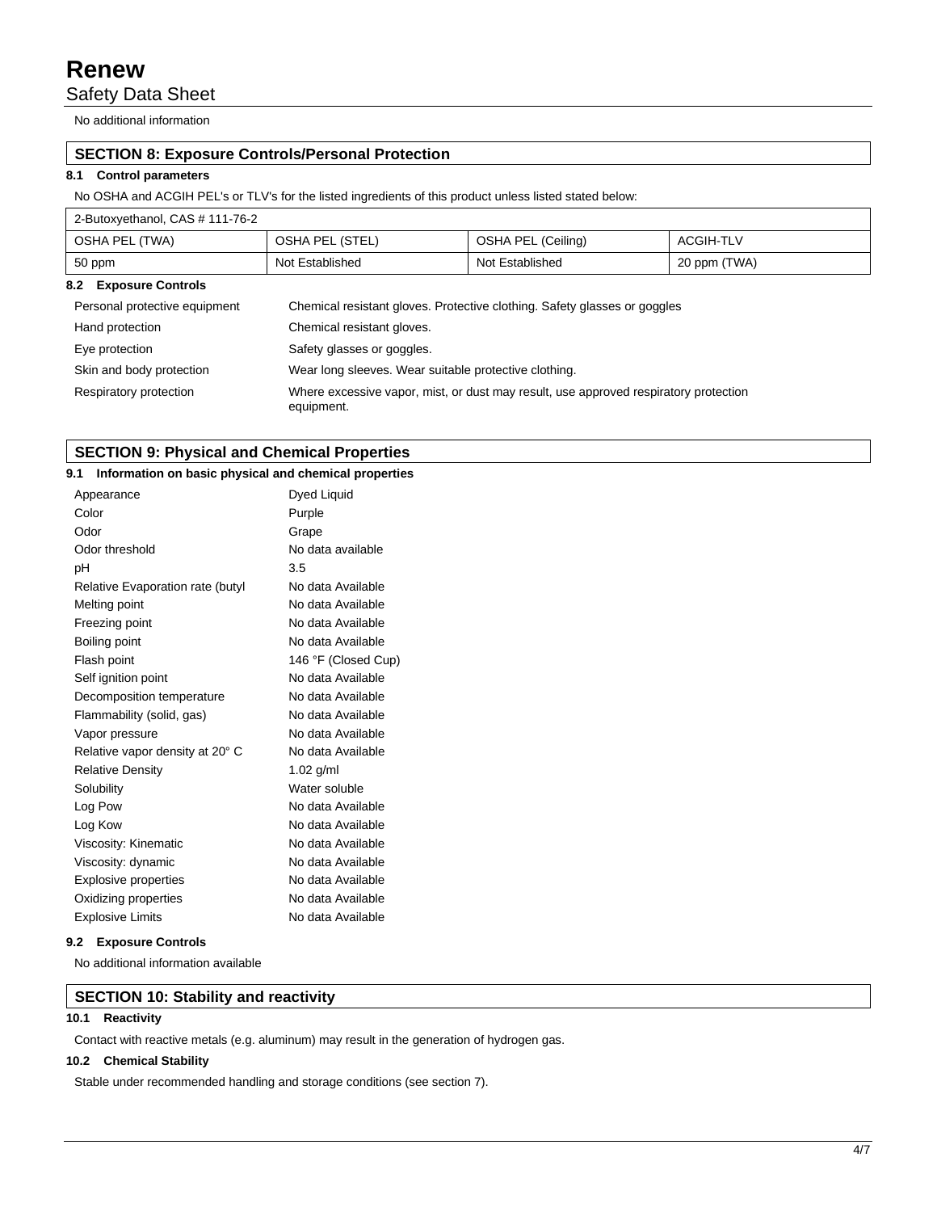No additional information

## SECTION 8: Exposure Controls/Personal Protection

### 8.1 Control parameters

No OSHA and ACGIH PEL's or TLV's for the listed ingredients of this product unless listed stated below:

| 2-Butoxyethanol, CAS # 111-76-2 | | | |
|---|---|---|---|
| OSHA PEL (TWA) | OSHA PEL (STEL) | OSHA PEL (Ceiling) | ACGIH-TLV |
| 50 ppm | Not Established | Not Established | 20 ppm (TWA) |

### 8.2 Exposure Controls

| | |
|---|---|
| Personal protective equipment | Chemical resistant gloves. Protective clothing. Safety glasses or goggles |
| Hand protection | Chemical resistant gloves. |
| Eye protection | Safety glasses or goggles. |
| Skin and body protection | Wear long sleeves. Wear suitable protective clothing. |
| Respiratory protection | Where excessive vapor, mist, or dust may result, use approved respiratory protection equipment. |

## SECTION 9: Physical and Chemical Properties

### 9.1 Information on basic physical and chemical properties

| | |
|---|---|
| Appearance | Dyed Liquid |
| Color | Purple |
| Odor | Grape |
| Odor threshold | No data available |
| pH | 3.5 |
| Relative Evaporation rate (butyl | No data Available |
| Melting point | No data Available |
| Freezing point | No data Available |
| Boiling point | No data Available |
| Flash point | 146 °F (Closed Cup) |
| Self ignition point | No data Available |
| Decomposition temperature | No data Available |
| Flammability (solid, gas) | No data Available |
| Vapor pressure | No data Available |
| Relative vapor density at 20° C | No data Available |
| Relative Density | 1.02 g/ml |
| Solubility | Water soluble |
| Log Pow | No data Available |
| Log Kow | No data Available |
| Viscosity: Kinematic | No data Available |
| Viscosity: dynamic | No data Available |
| Explosive properties | No data Available |
| Oxidizing properties | No data Available |
| Explosive Limits | No data Available |

### 9.2 Exposure Controls

No additional information available

## SECTION 10: Stability and reactivity

### 10.1 Reactivity

Contact with reactive metals (e.g. aluminum) may result in the generation of hydrogen gas.

### 10.2 Chemical Stability

Stable under recommended handling and storage conditions (see section 7).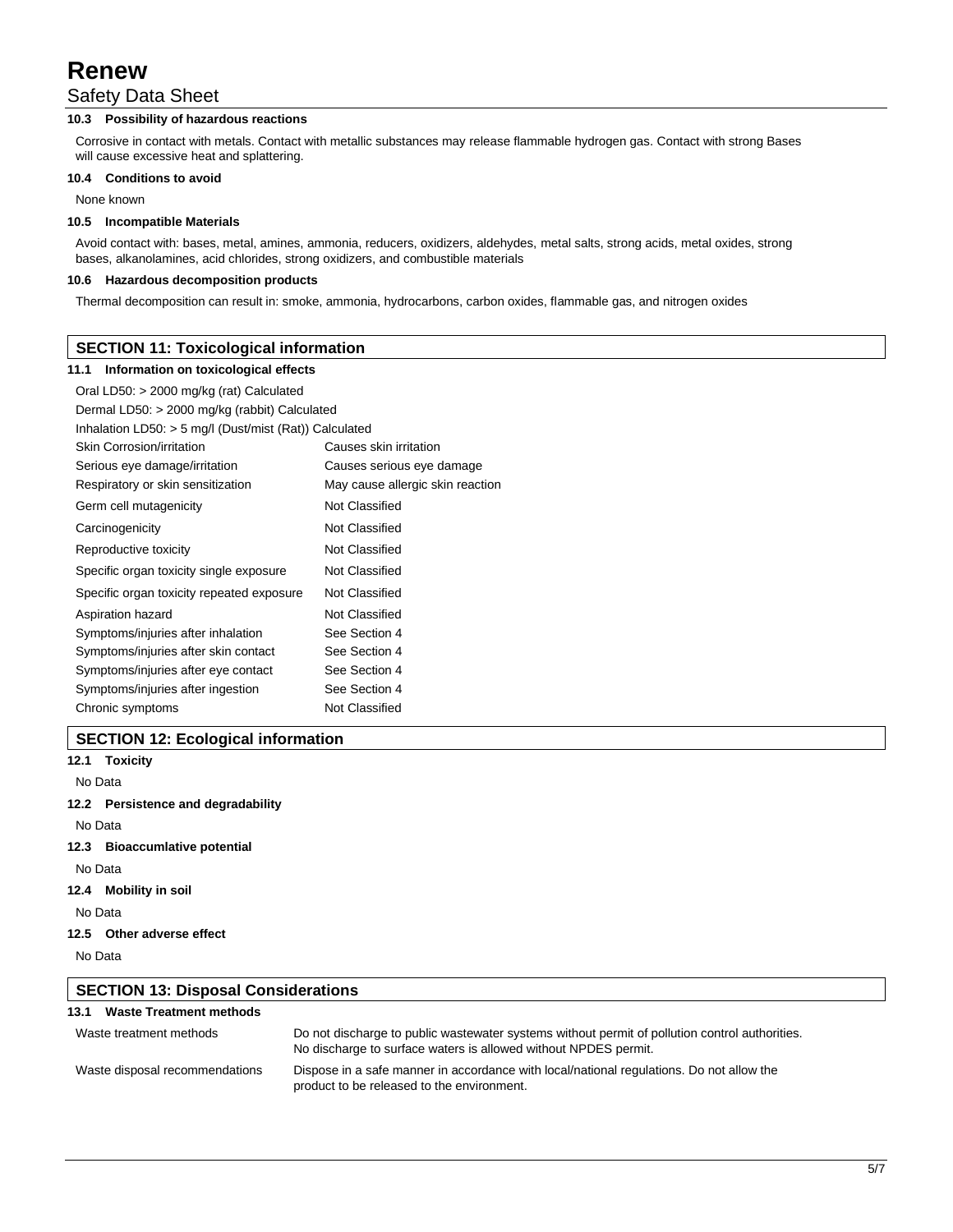#### 10.3 Possibility of hazardous reactions

Corrosive in contact with metals. Contact with metallic substances may release flammable hydrogen gas. Contact with strong Bases will cause excessive heat and splattering.

#### 10.4 Conditions to avoid

None known

#### 10.5 Incompatible Materials

Avoid contact with: bases, metal, amines, ammonia, reducers, oxidizers, aldehydes, metal salts, strong acids, metal oxides, strong bases, alkanolamines, acid chlorides, strong oxidizers, and combustible materials

#### 10.6 Hazardous decomposition products

Thermal decomposition can result in: smoke, ammonia, hydrocarbons, carbon oxides, flammable gas, and nitrogen oxides

## SECTION 11: Toxicological information

#### 11.1 Information on toxicological effects

Oral LD50: > 2000 mg/kg (rat) Calculated

Dermal LD50: > 2000 mg/kg (rabbit) Calculated

Inhalation LD50: > 5 mg/l (Dust/mist (Rat)) Calculated

| | |
|---|---|
| Skin Corrosion/irritation | Causes skin irritation |
| Serious eye damage/irritation | Causes serious eye damage |
| Respiratory or skin sensitization | May cause allergic skin reaction |
| Germ cell mutagenicity | Not Classified |
| Carcinogenicity | Not Classified |
| Reproductive toxicity | Not Classified |
| Specific organ toxicity single exposure | Not Classified |
| Specific organ toxicity repeated exposure | Not Classified |
| Aspiration hazard | Not Classified |
| Symptoms/injuries after inhalation | See Section 4 |
| Symptoms/injuries after skin contact | See Section 4 |
| Symptoms/injuries after eye contact | See Section 4 |
| Symptoms/injuries after ingestion | See Section 4 |
| Chronic symptoms | Not Classified |

## SECTION 12: Ecological information

#### 12.1 Toxicity

No Data

#### 12.2 Persistence and degradability

No Data

#### 12.3 Bioaccumlative potential

No Data

#### 12.4 Mobility in soil

No Data

#### 12.5 Other adverse effect

No Data

## SECTION 13: Disposal Considerations

#### 13.1 Waste Treatment methods

| | |
|---|---|
| Waste treatment methods | Do not discharge to public wastewater systems without permit of pollution control authorities. No discharge to surface waters is allowed without NPDES permit. |
| Waste disposal recommendations | Dispose in a safe manner in accordance with local/national regulations. Do not allow the product to be released to the environment. |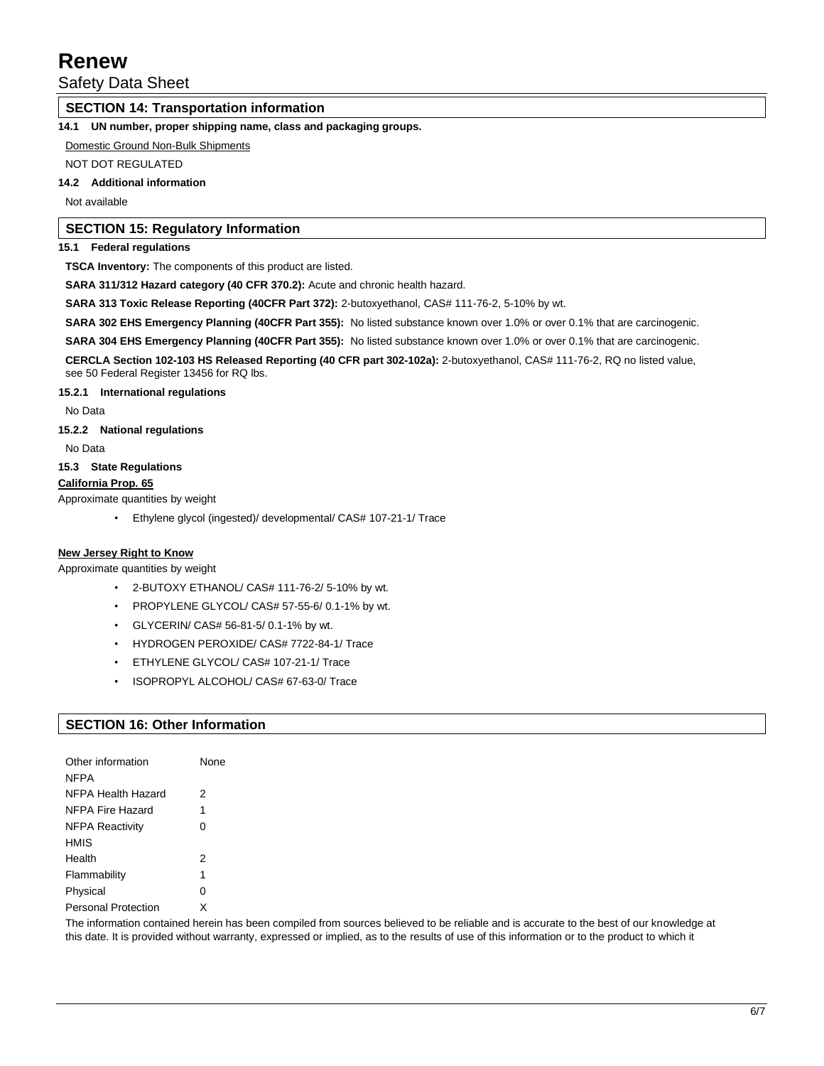## SECTION 14: Transportation information

**14.1 UN number, proper shipping name, class and packaging groups.**

Domestic Ground Non-Bulk Shipments

NOT DOT REGULATED

**14.2 Additional information**

Not available

## SECTION 15: Regulatory Information

**15.1 Federal regulations**

**TSCA Inventory:** The components of this product are listed.

**SARA 311/312 Hazard category (40 CFR 370.2):** Acute and chronic health hazard.

**SARA 313 Toxic Release Reporting (40CFR Part 372):** 2-butoxyethanol, CAS# 111-76-2, 5-10% by wt.

**SARA 302 EHS Emergency Planning (40CFR Part 355):** No listed substance known over 1.0% or over 0.1% that are carcinogenic.

**SARA 304 EHS Emergency Planning (40CFR Part 355):** No listed substance known over 1.0% or over 0.1% that are carcinogenic.

**CERCLA Section 102-103 HS Released Reporting (40 CFR part 302-102a):** 2-butoxyethanol, CAS# 111-76-2, RQ no listed value, see 50 Federal Register 13456 for RQ lbs.

**15.2.1 International regulations**

No Data

**15.2.2 National regulations**

No Data

**15.3 State Regulations**

**California Prop. 65**

Approximate quantities by weight

- Ethylene glycol (ingested)/ developmental/ CAS# 107-21-1/ Trace

**New Jersey Right to Know**

Approximate quantities by weight

- 2-BUTOXY ETHANOL/ CAS# 111-76-2/ 5-10% by wt.
- PROPYLENE GLYCOL/ CAS# 57-55-6/ 0.1-1% by wt.
- GLYCERIN/ CAS# 56-81-5/ 0.1-1% by wt.
- HYDROGEN PEROXIDE/ CAS# 7722-84-1/ Trace
- ETHYLENE GLYCOL/ CAS# 107-21-1/ Trace
- ISOPROPYL ALCOHOL/ CAS# 67-63-0/ Trace

## SECTION 16: Other Information

| | |
|---|---|
| Other information | None |
| NFPA | |
| NFPA Health Hazard | 2 |
| NFPA Fire Hazard | 1 |
| NFPA Reactivity | 0 |
| HMIS | |
| Health | 2 |
| Flammability | 1 |
| Physical | 0 |
| Personal Protection | X |

The information contained herein has been compiled from sources believed to be reliable and is accurate to the best of our knowledge at this date. It is provided without warranty, expressed or implied, as to the results of use of this information or to the product to which it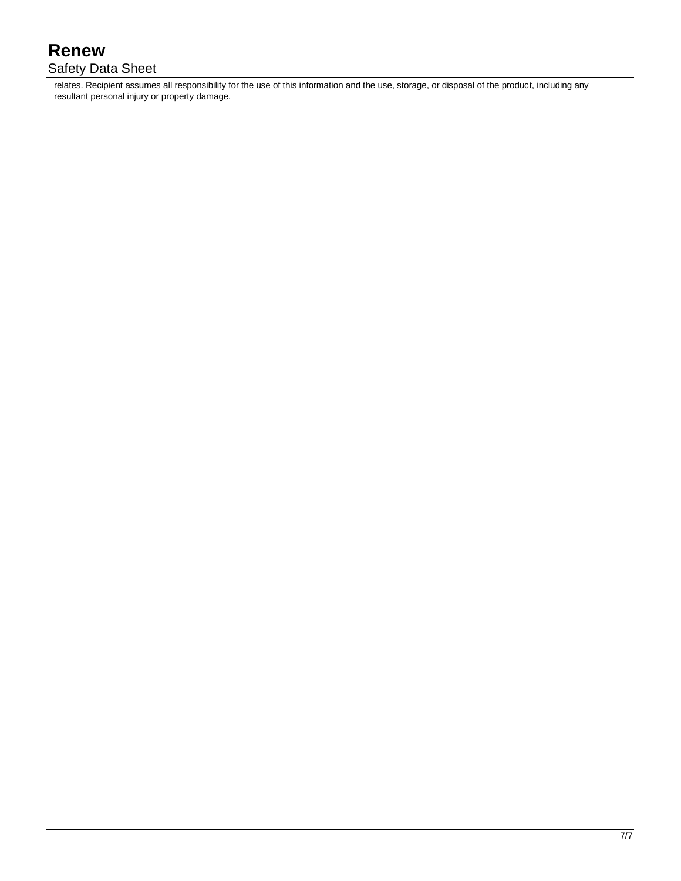relates. Recipient assumes all responsibility for the use of this information and the use, storage, or disposal of the product, including any resultant personal injury or property damage.